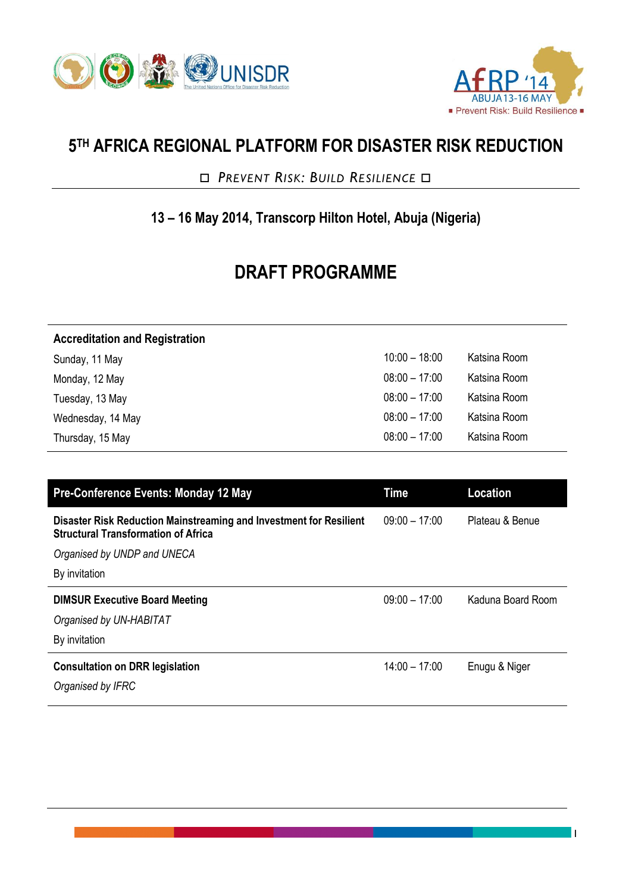# 5[TH] AFRICA REGIONAL PLATFORM FOR DISASTER RISK REDUCTION

◻ *PREVENT RISK: BUILD RESILIENCE* ◻

## 13 – 16 May 2014, Transcorp Hilton Hotel, Abuja (Nigeria)

# DRAFT PROGRAMME

| **Accreditation and Registration** | | |
|---|---|---|
| Sunday, 11 May | 10:00 – 18:00 | Katsina Room |
| Monday, 12 May | 08:00 – 17:00 | Katsina Room |
| Tuesday, 13 May | 08:00 – 17:00 | Katsina Room |
| Wednesday, 14 May | 08:00 – 17:00 | Katsina Room |
| Thursday, 15 May | 08:00 – 17:00 | Katsina Room |

| **Pre-Conference Events: Monday 12 May** | **Time** | **Location** |
|---|---|---|
| **Disaster Risk Reduction Mainstreaming and Investment for Resilient Structural Transformation of Africa**<br>*Organised by UNDP and UNECA*<br>By invitation | 09:00 – 17:00 | Plateau & Benue |
| **DIMSUR Executive Board Meeting**<br>*Organised by UN-HABITAT*<br>By invitation | 09:00 – 17:00 | Kaduna Board Room |
| **Consultation on DRR legislation**<br>*Organised by IFRC* | 14:00 – 17:00 | Enugu & Niger |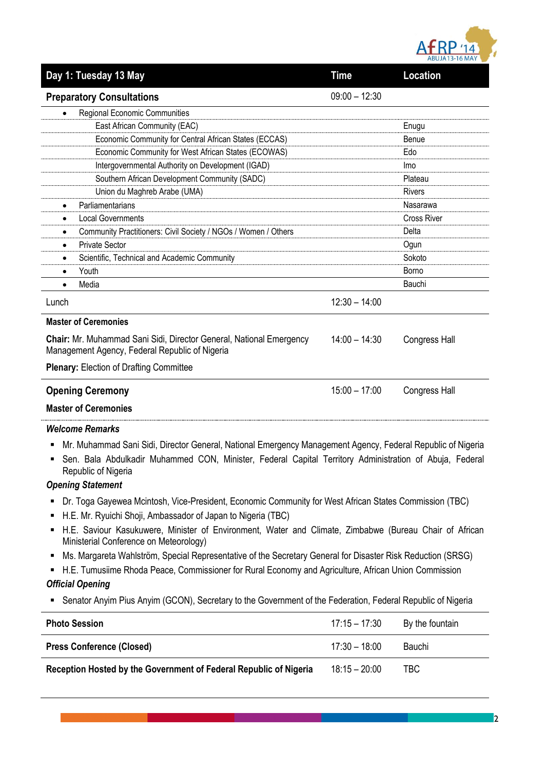| Day 1: Tuesday 13 May | Time | Location |
|---|---|---|
| **Preparatory Consultations** | 09:00 – 12:30 | |
| • Regional Economic Communities | | |
| East African Community (EAC) | | Enugu |
| Economic Community for Central African States (ECCAS) | | Benue |
| Economic Community for West African States (ECOWAS) | | Edo |
| Intergovernmental Authority on Development (IGAD) | | Imo |
| Southern African Development Community (SADC) | | Plateau |
| Union du Maghreb Arabe (UMA) | | Rivers |
| • Parliamentarians | | Nasarawa |
| • Local Governments | | Cross River |
| • Community Practitioners: Civil Society / NGOs / Women / Others | | Delta |
| • Private Sector | | Ogun |
| • Scientific, Technical and Academic Community | | Sokoto |
| • Youth | | Borno |
| • Media | | Bauchi |
| Lunch | 12:30 – 14:00 | |
| **Master of Ceremonies**<br>**Chair:** Mr. Muhammad Sani Sidi, Director General, National Emergency Management Agency, Federal Republic of Nigeria<br>**Plenary:** Election of Drafting Committee | 14:00 – 14:30 | Congress Hall |
| **Opening Ceremony** | 15:00 – 17:00 | Congress Hall |

**Master of Ceremonies**

***Welcome Remarks***

- Mr. Muhammad Sani Sidi, Director General, National Emergency Management Agency, Federal Republic of Nigeria
- Sen. Bala Abdulkadir Muhammed CON, Minister, Federal Capital Territory Administration of Abuja, Federal Republic of Nigeria

***Opening Statement***

- Dr. Toga Gayewea Mcintosh, Vice-President, Economic Community for West African States Commission (TBC)
- H.E. Mr. Ryuichi Shoji, Ambassador of Japan to Nigeria (TBC)
- H.E. Saviour Kasukuwere, Minister of Environment, Water and Climate, Zimbabwe (Bureau Chair of African Ministerial Conference on Meteorology)
- Ms. Margareta Wahlström, Special Representative of the Secretary General for Disaster Risk Reduction (SRSG)
- H.E. Tumusiime Rhoda Peace, Commissioner for Rural Economy and Agriculture, African Union Commission

***Official Opening***

- Senator Anyim Pius Anyim (GCON), Secretary to the Government of the Federation, Federal Republic of Nigeria

| | | |
|---|---|---|
| **Photo Session** | 17:15 – 17:30 | By the fountain |
| **Press Conference (Closed)** | 17:30 – 18:00 | Bauchi |
| **Reception Hosted by the Government of Federal Republic of Nigeria** | 18:15 – 20:00 | TBC |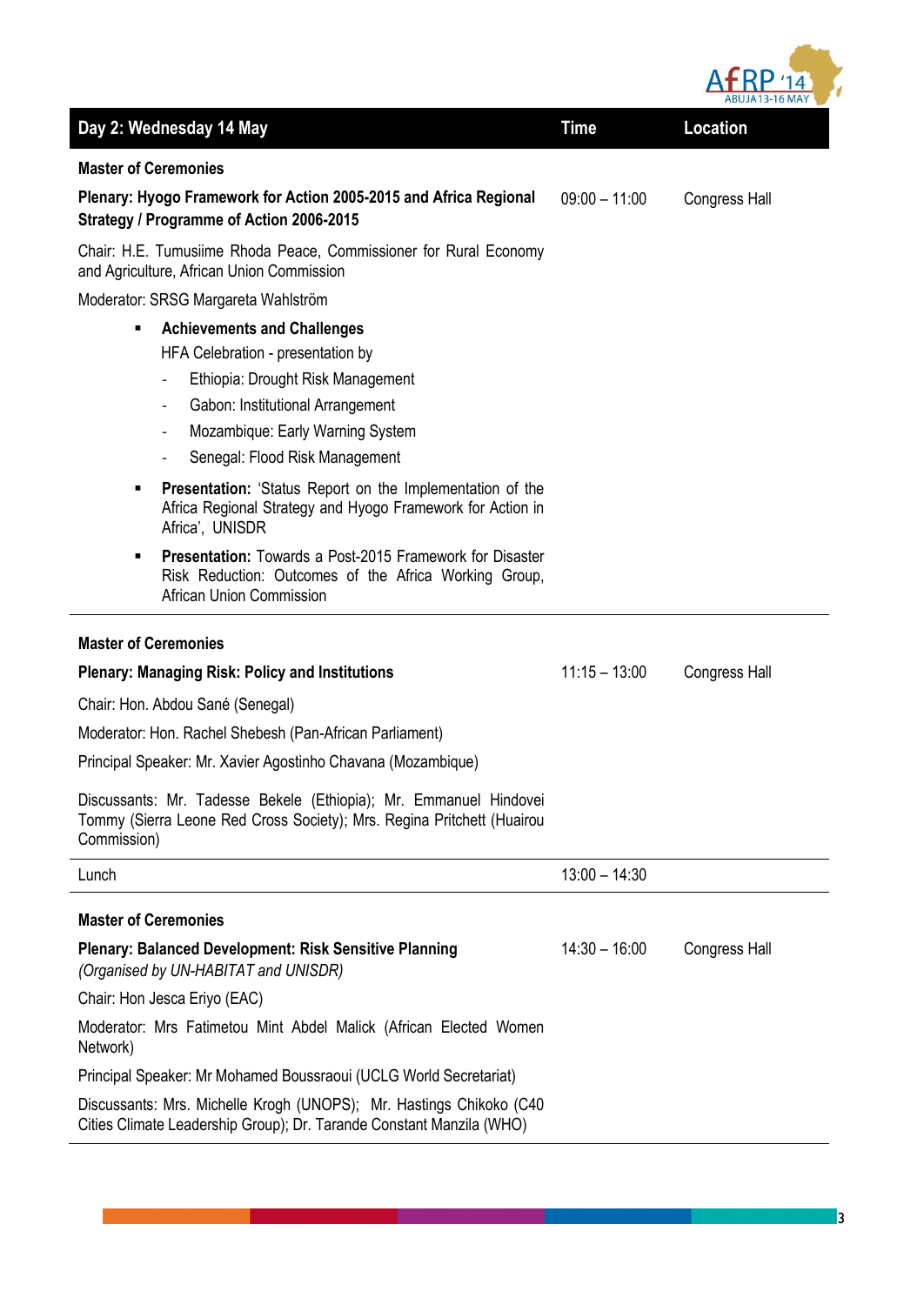| Day 2: Wednesday 14 May | Time | Location |
|---|---|---|
| **Master of Ceremonies** | | |
| **Plenary: Hyogo Framework for Action 2005-2015 and Africa Regional Strategy / Programme of Action 2006-2015** | 09:00 – 11:00 | Congress Hall |
| Chair: H.E. Tumusiime Rhoda Peace, Commissioner for Rural Economy and Agriculture, African Union Commission | | |
| Moderator: SRSG Margareta Wahlström | | |
| ▪ **Achievements and Challenges**<br>HFA Celebration - presentation by<br>- Ethiopia: Drought Risk Management<br>- Gabon: Institutional Arrangement<br>- Mozambique: Early Warning System<br>- Senegal: Flood Risk Management | | |
| ▪ **Presentation:** 'Status Report on the Implementation of the Africa Regional Strategy and Hyogo Framework for Action in Africa', UNISDR | | |
| ▪ **Presentation:** Towards a Post-2015 Framework for Disaster Risk Reduction: Outcomes of the Africa Working Group, African Union Commission | | |
| **Master of Ceremonies** | | |
| **Plenary: Managing Risk: Policy and Institutions** | 11:15 – 13:00 | Congress Hall |
| Chair: Hon. Abdou Sané (Senegal) | | |
| Moderator: Hon. Rachel Shebesh (Pan-African Parliament) | | |
| Principal Speaker: Mr. Xavier Agostinho Chavana (Mozambique) | | |
| Discussants: Mr. Tadesse Bekele (Ethiopia); Mr. Emmanuel Hindovei Tommy (Sierra Leone Red Cross Society); Mrs. Regina Pritchett (Huairou Commission) | | |
| Lunch | 13:00 – 14:30 | |
| **Master of Ceremonies** | | |
| **Plenary: Balanced Development: Risk Sensitive Planning**<br>*(Organised by UN-HABITAT and UNISDR)* | 14:30 – 16:00 | Congress Hall |
| Chair: Hon Jesca Eriyo (EAC) | | |
| Moderator: Mrs Fatimetou Mint Abdel Malick (African Elected Women Network) | | |
| Principal Speaker: Mr Mohamed Boussraoui (UCLG World Secretariat) | | |
| Discussants: Mrs. Michelle Krogh (UNOPS); Mr. Hastings Chikoko (C40 Cities Climate Leadership Group); Dr. Tarande Constant Manzila (WHO) | | |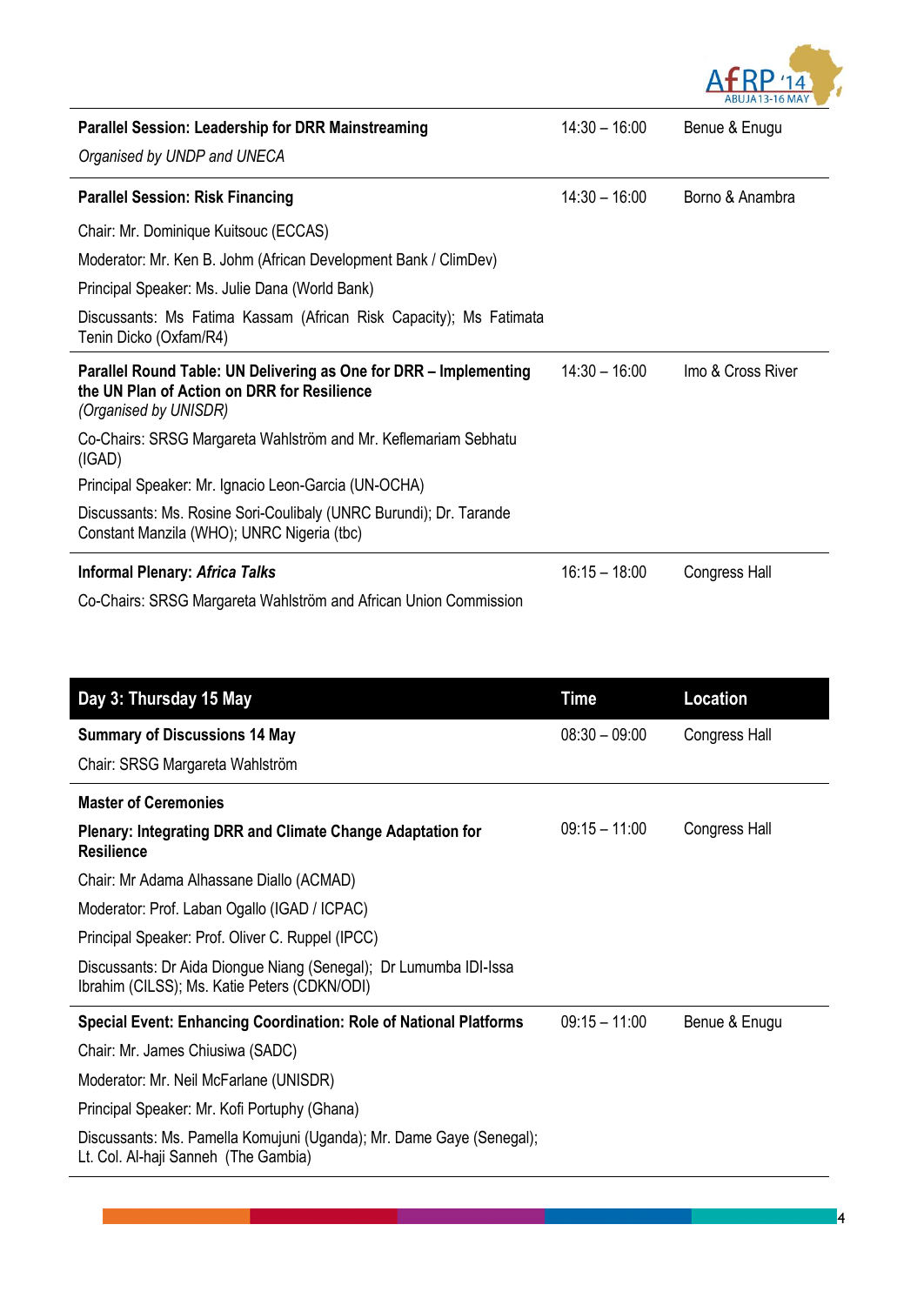| | | |
|---|---|---|
| **Parallel Session: Leadership for DRR Mainstreaming**<br>*Organised by UNDP and UNECA* | 14:30 – 16:00 | Benue & Enugu |
| **Parallel Session: Risk Financing**<br>Chair: Mr. Dominique Kuitsouc (ECCAS)<br>Moderator: Mr. Ken B. Johm (African Development Bank / ClimDev)<br>Principal Speaker: Ms. Julie Dana (World Bank)<br>Discussants: Ms Fatima Kassam (African Risk Capacity); Ms Fatimata Tenin Dicko (Oxfam/R4) | 14:30 – 16:00 | Borno & Anambra |
| **Parallel Round Table: UN Delivering as One for DRR – Implementing the UN Plan of Action on DRR for Resilience**<br>*(Organised by UNISDR)*<br>Co-Chairs: SRSG Margareta Wahlström and Mr. Keflemariam Sebhatu (IGAD)<br>Principal Speaker: Mr. Ignacio Leon-Garcia (UN-OCHA)<br>Discussants: Ms. Rosine Sori-Coulibaly (UNRC Burundi); Dr. Tarande Constant Manzila (WHO); UNRC Nigeria (tbc) | 14:30 – 16:00 | Imo & Cross River |
| **Informal Plenary: *Africa Talks***<br>Co-Chairs: SRSG Margareta Wahlström and African Union Commission | 16:15 – 18:00 | Congress Hall |

| Day 3: Thursday 15 May | Time | Location |
|---|---|---|
| **Summary of Discussions 14 May**<br>Chair: SRSG Margareta Wahlström | 08:30 – 09:00 | Congress Hall |
| **Master of Ceremonies**<br>**Plenary: Integrating DRR and Climate Change Adaptation for Resilience**<br>Chair: Mr Adama Alhassane Diallo (ACMAD)<br>Moderator: Prof. Laban Ogallo (IGAD / ICPAC)<br>Principal Speaker: Prof. Oliver C. Ruppel (IPCC)<br>Discussants: Dr Aida Diongue Niang (Senegal); Dr Lumumba IDI-Issa Ibrahim (CILSS); Ms. Katie Peters (CDKN/ODI) | 09:15 – 11:00 | Congress Hall |
| **Special Event: Enhancing Coordination: Role of National Platforms**<br>Chair: Mr. James Chiusiwa (SADC)<br>Moderator: Mr. Neil McFarlane (UNISDR)<br>Principal Speaker: Mr. Kofi Portuphy (Ghana)<br>Discussants: Ms. Pamella Komujuni (Uganda); Mr. Dame Gaye (Senegal); Lt. Col. Al-haji Sanneh (The Gambia) | 09:15 – 11:00 | Benue & Enugu |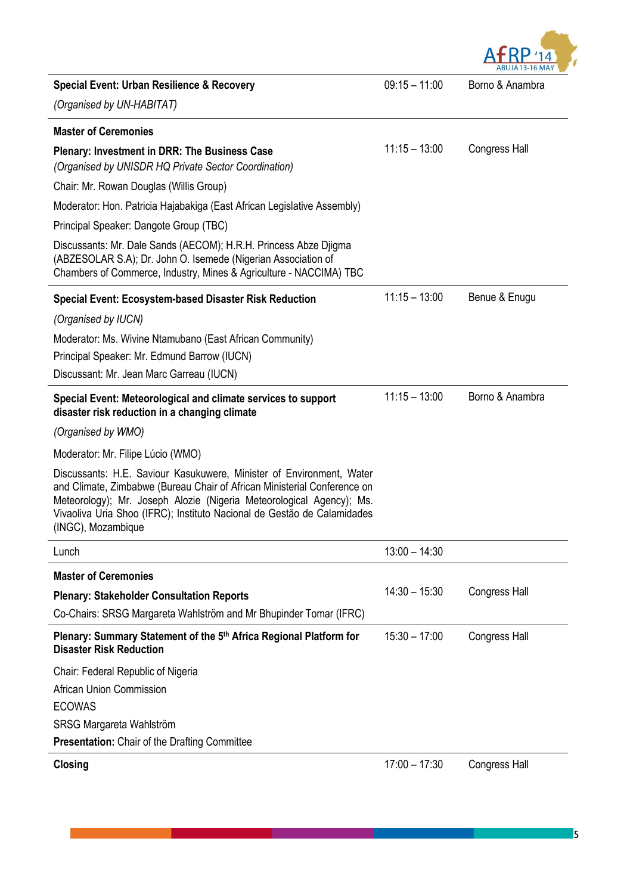| | | |
|---|---|---|
| **Special Event: Urban Resilience & Recovery**<br>*(Organised by UN-HABITAT)* | 09:15 – 11:00 | Borno & Anambra |
| **Master of Ceremonies**<br>**Plenary: Investment in DRR: The Business Case**<br>*(Organised by UNISDR HQ Private Sector Coordination)*<br>Chair: Mr. Rowan Douglas (Willis Group)<br>Moderator: Hon. Patricia Hajabakiga (East African Legislative Assembly)<br>Principal Speaker: Dangote Group (TBC)<br>Discussants: Mr. Dale Sands (AECOM); H.R.H. Princess Abze Djigma (ABZESOLAR S.A); Dr. John O. Isemede (Nigerian Association of Chambers of Commerce, Industry, Mines & Agriculture - NACCIMA) TBC | 11:15 – 13:00 | Congress Hall |
| **Special Event: Ecosystem-based Disaster Risk Reduction**<br>*(Organised by IUCN)*<br>Moderator: Ms. Wivine Ntamubano (East African Community)<br>Principal Speaker: Mr. Edmund Barrow (IUCN)<br>Discussant: Mr. Jean Marc Garreau (IUCN) | 11:15 – 13:00 | Benue & Enugu |
| **Special Event: Meteorological and climate services to support disaster risk reduction in a changing climate**<br>*(Organised by WMO)*<br>Moderator: Mr. Filipe Lúcio (WMO)<br>Discussants: H.E. Saviour Kasukuwere, Minister of Environment, Water and Climate, Zimbabwe (Bureau Chair of African Ministerial Conference on Meteorology); Mr. Joseph Alozie (Nigeria Meteorological Agency); Ms. Vivaoliva Uria Shoo (IFRC); Instituto Nacional de Gestão de Calamidades (INGC), Mozambique | 11:15 – 13:00 | Borno & Anambra |
| Lunch | 13:00 – 14:30 | |
| **Master of Ceremonies**<br>**Plenary: Stakeholder Consultation Reports**<br>Co-Chairs: SRSG Margareta Wahlström and Mr Bhupinder Tomar (IFRC) | 14:30 – 15:30 | Congress Hall |
| **Plenary: Summary Statement of the 5th Africa Regional Platform for Disaster Risk Reduction**<br>Chair: Federal Republic of Nigeria<br>African Union Commission<br>ECOWAS<br>SRSG Margareta Wahlström<br>**Presentation:** Chair of the Drafting Committee | 15:30 – 17:00 | Congress Hall |
| **Closing** | 17:00 – 17:30 | Congress Hall |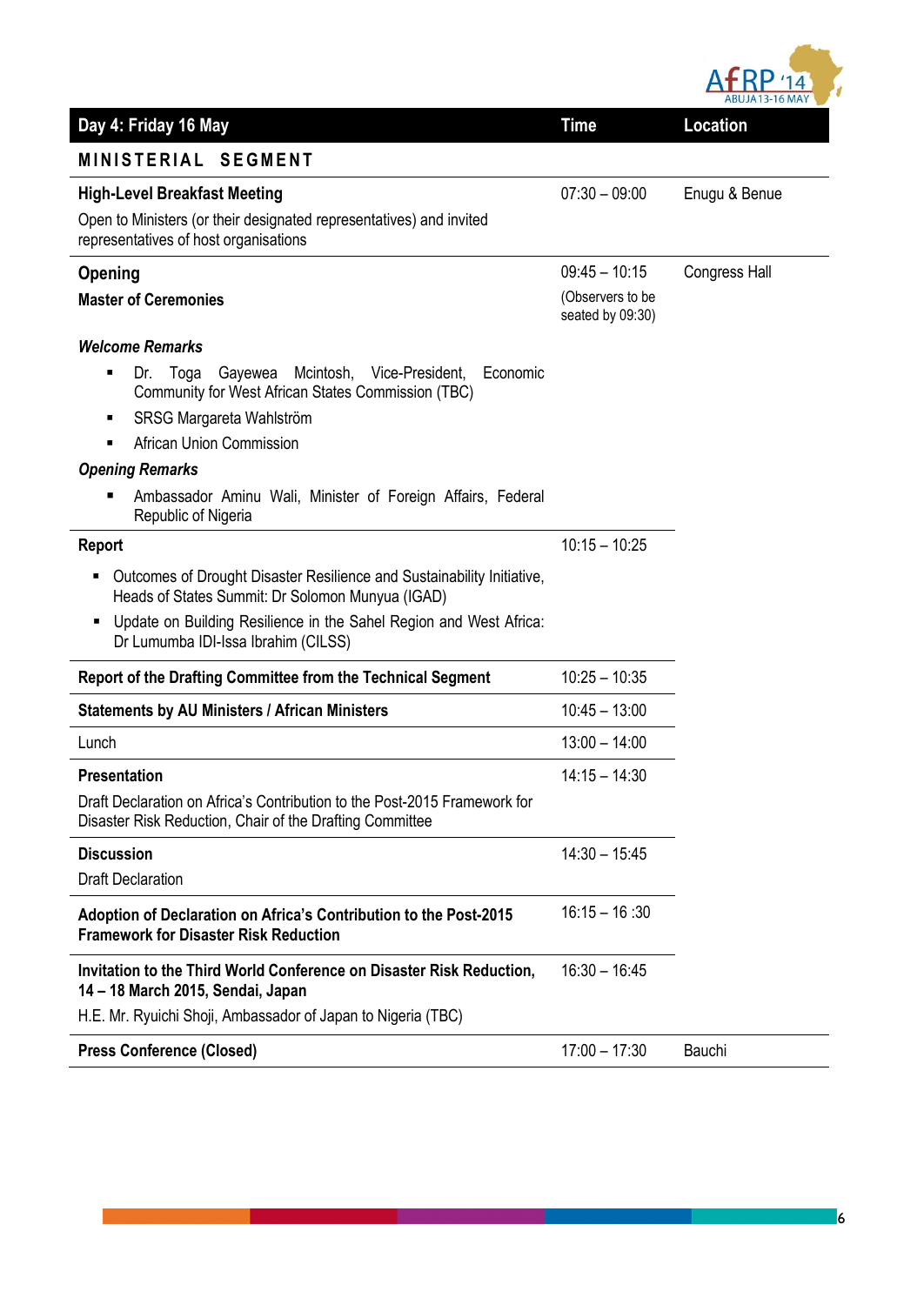| Day 4: Friday 16 May | Time | Location |
|---|---|---|
| **MINISTERIAL SEGMENT** | | |
| **High-Level Breakfast Meeting**<br>Open to Ministers (or their designated representatives) and invited representatives of host organisations | 07:30 – 09:00 | Enugu & Benue |
| **Opening**<br>**Master of Ceremonies**<br>***Welcome Remarks***<br>▪ Dr. Toga Gayewea Mcintosh, Vice-President, Economic Community for West African States Commission (TBC)<br>▪ SRSG Margareta Wahlström<br>▪ African Union Commission<br>***Opening Remarks***<br>▪ Ambassador Aminu Wali, Minister of Foreign Affairs, Federal Republic of Nigeria | 09:45 – 10:15<br>(Observers to be seated by 09:30) | Congress Hall |
| **Report**<br>▪ Outcomes of Drought Disaster Resilience and Sustainability Initiative, Heads of States Summit: Dr Solomon Munyua (IGAD)<br>▪ Update on Building Resilience in the Sahel Region and West Africa: Dr Lumumba IDI-Issa Ibrahim (CILSS) | 10:15 – 10:25 | |
| **Report of the Drafting Committee from the Technical Segment** | 10:25 – 10:35 | |
| **Statements by AU Ministers / African Ministers** | 10:45 – 13:00 | |
| Lunch | 13:00 – 14:00 | |
| **Presentation**<br>Draft Declaration on Africa's Contribution to the Post-2015 Framework for Disaster Risk Reduction, Chair of the Drafting Committee | 14:15 – 14:30 | |
| **Discussion**<br>Draft Declaration | 14:30 – 15:45 | |
| **Adoption of Declaration on Africa's Contribution to the Post-2015 Framework for Disaster Risk Reduction** | 16:15 – 16 :30 | |
| **Invitation to the Third World Conference on Disaster Risk Reduction, 14 – 18 March 2015, Sendai, Japan**<br>H.E. Mr. Ryuichi Shoji, Ambassador of Japan to Nigeria (TBC) | 16:30 – 16:45 | |
| **Press Conference (Closed)** | 17:00 – 17:30 | Bauchi |